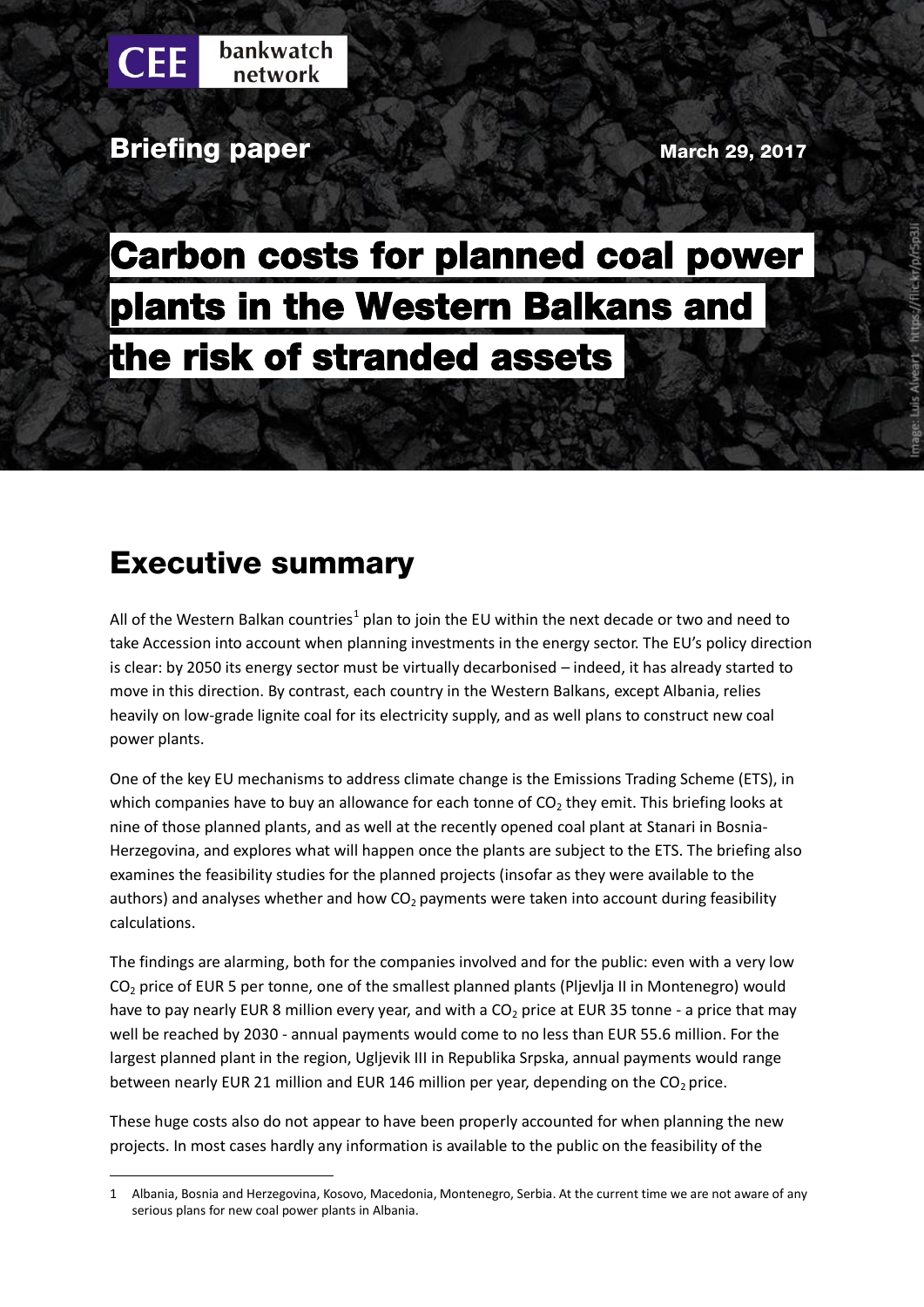CEE bankwatch network

**Briefing paper**

March 29, 2017

# Carbon costs for planned coal power plants in the Western Balkans and the risk of stranded assets

Image: Luis Alweart - https://flic.kr/p/r5p3Ji

## Executive summary

All of the Western Balkan countries[1] plan to join the EU within the next decade or two and need to take Accession into account when planning investments in the energy sector. The EU's policy direction is clear: by 2050 its energy sector must be virtually decarbonised – indeed, it has already started to move in this direction. By contrast, each country in the Western Balkans, except Albania, relies heavily on low-grade lignite coal for its electricity supply, and as well plans to construct new coal power plants.

One of the key EU mechanisms to address climate change is the Emissions Trading Scheme (ETS), in which companies have to buy an allowance for each tonne of $CO_2$ they emit. This briefing looks at nine of those planned plants, and as well at the recently opened coal plant at Stanari in Bosnia-Herzegovina, and explores what will happen once the plants are subject to the ETS. The briefing also examines the feasibility studies for the planned projects (insofar as they were available to the authors) and analyses whether and how $CO_2$ payments were taken into account during feasibility calculations.

The findings are alarming, both for the companies involved and for the public: even with a very low $CO_2$ price of EUR 5 per tonne, one of the smallest planned plants (Pljevlja II in Montenegro) would have to pay nearly EUR 8 million every year, and with a $CO_2$ price at EUR 35 tonne - a price that may well be reached by 2030 - annual payments would come to no less than EUR 55.6 million. For the largest planned plant in the region, Ugljevik III in Republika Srpska, annual payments would range between nearly EUR 21 million and EUR 146 million per year, depending on the $CO_2$ price.

These huge costs also do not appear to have been properly accounted for when planning the new projects. In most cases hardly any information is available to the public on the feasibility of the

---

1 Albania, Bosnia and Herzegovina, Kosovo, Macedonia, Montenegro, Serbia. At the current time we are not aware of any serious plans for new coal power plants in Albania.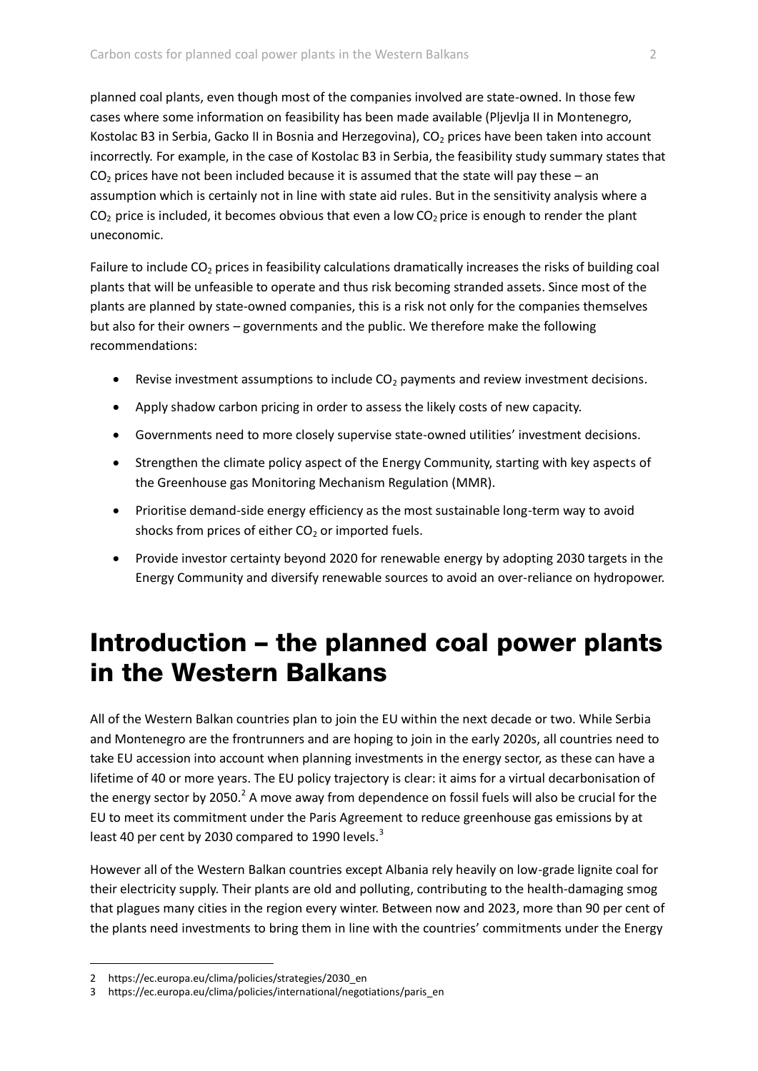planned coal plants, even though most of the companies involved are state-owned. In those few cases where some information on feasibility has been made available (Pljevlja II in Montenegro, Kostolac B3 in Serbia, Gacko II in Bosnia and Herzegovina), $CO_2$ prices have been taken into account incorrectly. For example, in the case of Kostolac B3 in Serbia, the feasibility study summary states that $CO_2$ prices have not been included because it is assumed that the state will pay these – an assumption which is certainly not in line with state aid rules. But in the sensitivity analysis where a $CO_2$ price is included, it becomes obvious that even a low $CO_2$ price is enough to render the plant uneconomic.

Failure to include $CO_2$ prices in feasibility calculations dramatically increases the risks of building coal plants that will be unfeasible to operate and thus risk becoming stranded assets. Since most of the plants are planned by state-owned companies, this is a risk not only for the companies themselves but also for their owners – governments and the public. We therefore make the following recommendations:

- Revise investment assumptions to include $CO_2$ payments and review investment decisions.
- Apply shadow carbon pricing in order to assess the likely costs of new capacity.
- Governments need to more closely supervise state-owned utilities' investment decisions.
- Strengthen the climate policy aspect of the Energy Community, starting with key aspects of the Greenhouse gas Monitoring Mechanism Regulation (MMR).
- Prioritise demand-side energy efficiency as the most sustainable long-term way to avoid shocks from prices of either $CO_2$ or imported fuels.
- Provide investor certainty beyond 2020 for renewable energy by adopting 2030 targets in the Energy Community and diversify renewable sources to avoid an over-reliance on hydropower.

# Introduction – the planned coal power plants in the Western Balkans

All of the Western Balkan countries plan to join the EU within the next decade or two. While Serbia and Montenegro are the frontrunners and are hoping to join in the early 2020s, all countries need to take EU accession into account when planning investments in the energy sector, as these can have a lifetime of 40 or more years. The EU policy trajectory is clear: it aims for a virtual decarbonisation of the energy sector by 2050.[2] A move away from dependence on fossil fuels will also be crucial for the EU to meet its commitment under the Paris Agreement to reduce greenhouse gas emissions by at least 40 per cent by 2030 compared to 1990 levels.[3]

However all of the Western Balkan countries except Albania rely heavily on low-grade lignite coal for their electricity supply. Their plants are old and polluting, contributing to the health-damaging smog that plagues many cities in the region every winter. Between now and 2023, more than 90 per cent of the plants need investments to bring them in line with the countries' commitments under the Energy

2 https://ec.europa.eu/clima/policies/strategies/2030_en

3 https://ec.europa.eu/clima/policies/international/negotiations/paris_en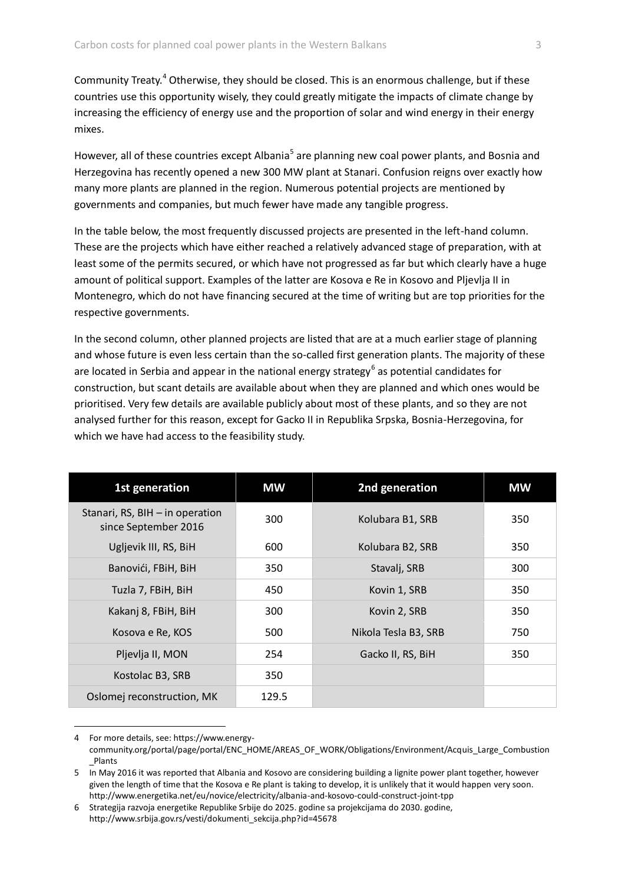Community Treaty.[4] Otherwise, they should be closed. This is an enormous challenge, but if these countries use this opportunity wisely, they could greatly mitigate the impacts of climate change by increasing the efficiency of energy use and the proportion of solar and wind energy in their energy mixes.

However, all of these countries except Albania[5] are planning new coal power plants, and Bosnia and Herzegovina has recently opened a new 300 MW plant at Stanari. Confusion reigns over exactly how many more plants are planned in the region. Numerous potential projects are mentioned by governments and companies, but much fewer have made any tangible progress.

In the table below, the most frequently discussed projects are presented in the left-hand column. These are the projects which have either reached a relatively advanced stage of preparation, with at least some of the permits secured, or which have not progressed as far but which clearly have a huge amount of political support. Examples of the latter are Kosova e Re in Kosovo and Pljevlja II in Montenegro, which do not have financing secured at the time of writing but are top priorities for the respective governments.

In the second column, other planned projects are listed that are at a much earlier stage of planning and whose future is even less certain than the so-called first generation plants. The majority of these are located in Serbia and appear in the national energy strategy[6] as potential candidates for construction, but scant details are available about when they are planned and which ones would be prioritised. Very few details are available publicly about most of these plants, and so they are not analysed further for this reason, except for Gacko II in Republika Srpska, Bosnia-Herzegovina, for which we have had access to the feasibility study.

| 1st generation | MW | 2nd generation | MW |
|---|---|---|---|
| Stanari, RS, BIH – in operation since September 2016 | 300 | Kolubara B1, SRB | 350 |
| Ugljevik III, RS, BiH | 600 | Kolubara B2, SRB | 350 |
| Banovići, FBiH, BiH | 350 | Stavalj, SRB | 300 |
| Tuzla 7, FBiH, BiH | 450 | Kovin 1, SRB | 350 |
| Kakanj 8, FBiH, BiH | 300 | Kovin 2, SRB | 350 |
| Kosova e Re, KOS | 500 | Nikola Tesla B3, SRB | 750 |
| Pljevlja II, MON | 254 | Gacko II, RS, BiH | 350 |
| Kostolac B3, SRB | 350 | | |
| Oslomej reconstruction, MK | 129.5 | | |

4 For more details, see: https://www.energy-community.org/portal/page/portal/ENC_HOME/AREAS_OF_WORK/Obligations/Environment/Acquis_Large_Combustion_Plants

5 In May 2016 it was reported that Albania and Kosovo are considering building a lignite power plant together, however given the length of time that the Kosova e Re plant is taking to develop, it is unlikely that it would happen very soon. http://www.energetika.net/eu/novice/electricity/albania-and-kosovo-could-construct-joint-tpp

6 Strategija razvoja energetike Republike Srbije do 2025. godine sa projekcijama do 2030. godine, http://www.srbija.gov.rs/vesti/dokumenti_sekcija.php?id=45678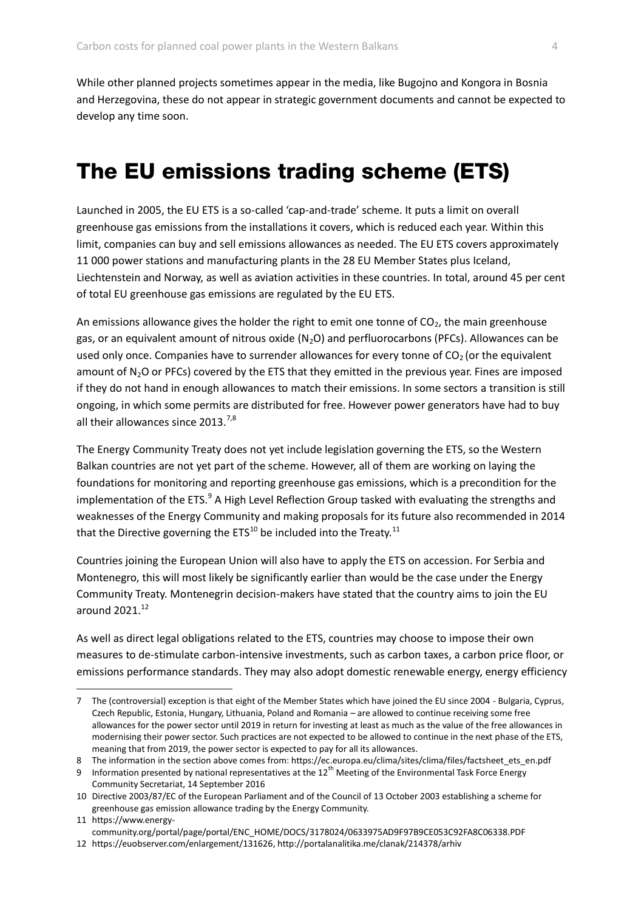While other planned projects sometimes appear in the media, like Bugojno and Kongora in Bosnia and Herzegovina, these do not appear in strategic government documents and cannot be expected to develop any time soon.

# The EU emissions trading scheme (ETS)

Launched in 2005, the EU ETS is a so-called 'cap-and-trade' scheme. It puts a limit on overall greenhouse gas emissions from the installations it covers, which is reduced each year. Within this limit, companies can buy and sell emissions allowances as needed. The EU ETS covers approximately 11 000 power stations and manufacturing plants in the 28 EU Member States plus Iceland, Liechtenstein and Norway, as well as aviation activities in these countries. In total, around 45 per cent of total EU greenhouse gas emissions are regulated by the EU ETS.

An emissions allowance gives the holder the right to emit one tonne of $CO_2$, the main greenhouse gas, or an equivalent amount of nitrous oxide ($N_2O$) and perfluorocarbons (PFCs). Allowances can be used only once. Companies have to surrender allowances for every tonne of $CO_2$ (or the equivalent amount of $N_2O$ or PFCs) covered by the ETS that they emitted in the previous year. Fines are imposed if they do not hand in enough allowances to match their emissions. In some sectors a transition is still ongoing, in which some permits are distributed for free. However power generators have had to buy all their allowances since 2013.[7,8]

The Energy Community Treaty does not yet include legislation governing the ETS, so the Western Balkan countries are not yet part of the scheme. However, all of them are working on laying the foundations for monitoring and reporting greenhouse gas emissions, which is a precondition for the implementation of the ETS.[9] A High Level Reflection Group tasked with evaluating the strengths and weaknesses of the Energy Community and making proposals for its future also recommended in 2014 that the Directive governing the ETS[10] be included into the Treaty.[11]

Countries joining the European Union will also have to apply the ETS on accession. For Serbia and Montenegro, this will most likely be significantly earlier than would be the case under the Energy Community Treaty. Montenegrin decision-makers have stated that the country aims to join the EU around 2021.[12]

As well as direct legal obligations related to the ETS, countries may choose to impose their own measures to de-stimulate carbon-intensive investments, such as carbon taxes, a carbon price floor, or emissions performance standards. They may also adopt domestic renewable energy, energy efficiency

---

7 The (controversial) exception is that eight of the Member States which have joined the EU since 2004 - Bulgaria, Cyprus, Czech Republic, Estonia, Hungary, Lithuania, Poland and Romania – are allowed to continue receiving some free allowances for the power sector until 2019 in return for investing at least as much as the value of the free allowances in modernising their power sector. Such practices are not expected to be allowed to continue in the next phase of the ETS, meaning that from 2019, the power sector is expected to pay for all its allowances.

8 The information in the section above comes from: https://ec.europa.eu/clima/sites/clima/files/factsheet_ets_en.pdf

9 Information presented by national representatives at the 12th Meeting of the Environmental Task Force Energy Community Secretariat, 14 September 2016

10 Directive 2003/87/EC of the European Parliament and of the Council of 13 October 2003 establishing a scheme for greenhouse gas emission allowance trading by the Energy Community.

11 https://www.energy-community.org/portal/page/portal/ENC_HOME/DOCS/3178024/0633975AD9F97B9CE053C92FA8C06338.PDF

12 https://euobserver.com/enlargement/131626, http://portalanalitika.me/clanak/214378/arhiv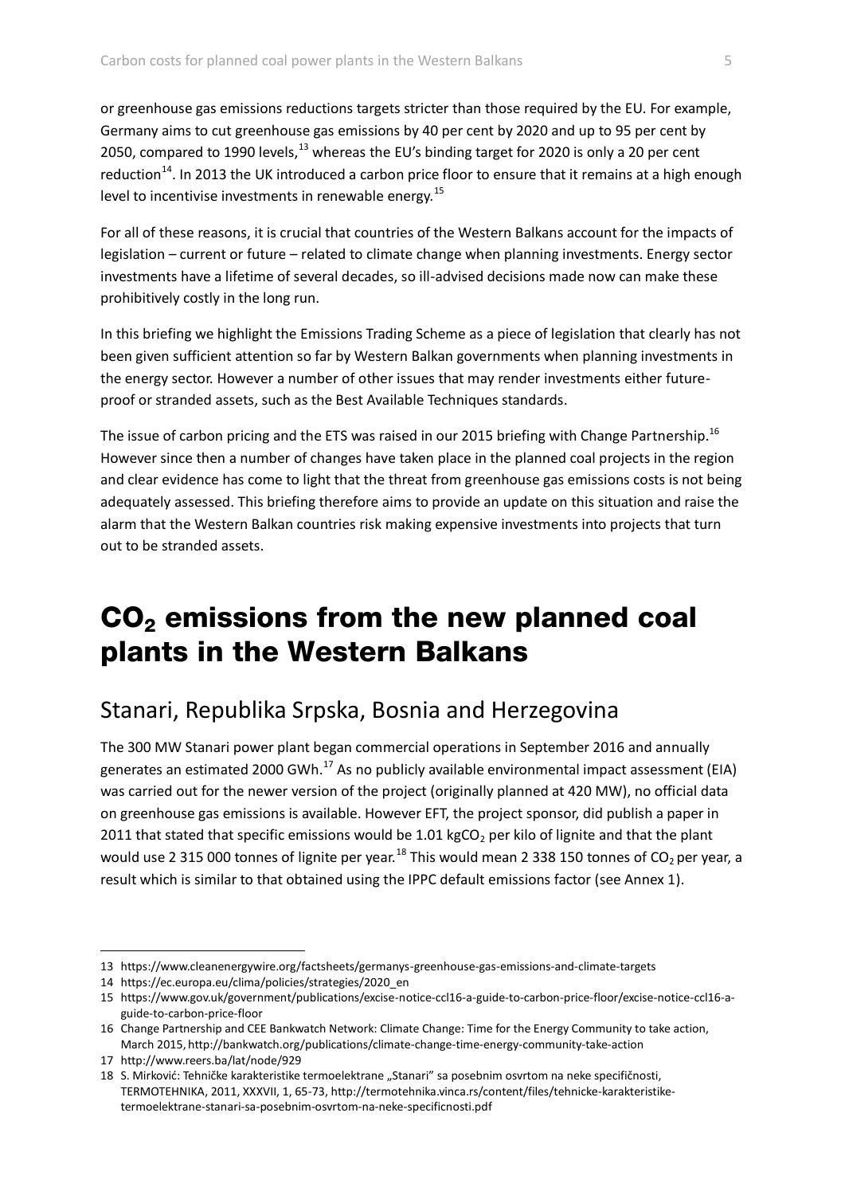or greenhouse gas emissions reductions targets stricter than those required by the EU. For example, Germany aims to cut greenhouse gas emissions by 40 per cent by 2020 and up to 95 per cent by 2050, compared to 1990 levels,[13] whereas the EU's binding target for 2020 is only a 20 per cent reduction[14]. In 2013 the UK introduced a carbon price floor to ensure that it remains at a high enough level to incentivise investments in renewable energy.[15]

For all of these reasons, it is crucial that countries of the Western Balkans account for the impacts of legislation – current or future – related to climate change when planning investments. Energy sector investments have a lifetime of several decades, so ill-advised decisions made now can make these prohibitively costly in the long run.

In this briefing we highlight the Emissions Trading Scheme as a piece of legislation that clearly has not been given sufficient attention so far by Western Balkan governments when planning investments in the energy sector. However a number of other issues that may render investments either future-proof or stranded assets, such as the Best Available Techniques standards.

The issue of carbon pricing and the ETS was raised in our 2015 briefing with Change Partnership.[16] However since then a number of changes have taken place in the planned coal projects in the region and clear evidence has come to light that the threat from greenhouse gas emissions costs is not being adequately assessed. This briefing therefore aims to provide an update on this situation and raise the alarm that the Western Balkan countries risk making expensive investments into projects that turn out to be stranded assets.

# $CO_2$ emissions from the new planned coal plants in the Western Balkans

## Stanari, Republika Srpska, Bosnia and Herzegovina

The 300 MW Stanari power plant began commercial operations in September 2016 and annually generates an estimated 2000 GWh.[17] As no publicly available environmental impact assessment (EIA) was carried out for the newer version of the project (originally planned at 420 MW), no official data on greenhouse gas emissions is available. However EFT, the project sponsor, did publish a paper in 2011 that stated that specific emissions would be 1.01 kg$CO_2$ per kilo of lignite and that the plant would use 2 315 000 tonnes of lignite per year.[18] This would mean 2 338 150 tonnes of $CO_2$ per year, a result which is similar to that obtained using the IPPC default emissions factor (see Annex 1).

---

13 https://www.cleanenergywire.org/factsheets/germanys-greenhouse-gas-emissions-and-climate-targets

14 https://ec.europa.eu/clima/policies/strategies/2020_en

15 https://www.gov.uk/government/publications/excise-notice-ccl16-a-guide-to-carbon-price-floor/excise-notice-ccl16-a-guide-to-carbon-price-floor

16 Change Partnership and CEE Bankwatch Network: Climate Change: Time for the Energy Community to take action, March 2015, http://bankwatch.org/publications/climate-change-time-energy-community-take-action

17 http://www.reers.ba/lat/node/929

18 S. Mirković: Tehničke karakteristike termoelektrane „Stanari" sa posebnim osvrtom na neke specifičnosti, TERMOTEHNIKA, 2011, XXXVII, 1, 65-73, http://termotehnika.vinca.rs/content/files/tehnicke-karakteristike-termoelektrane-stanari-sa-posebnim-osvrtom-na-neke-specificnosti.pdf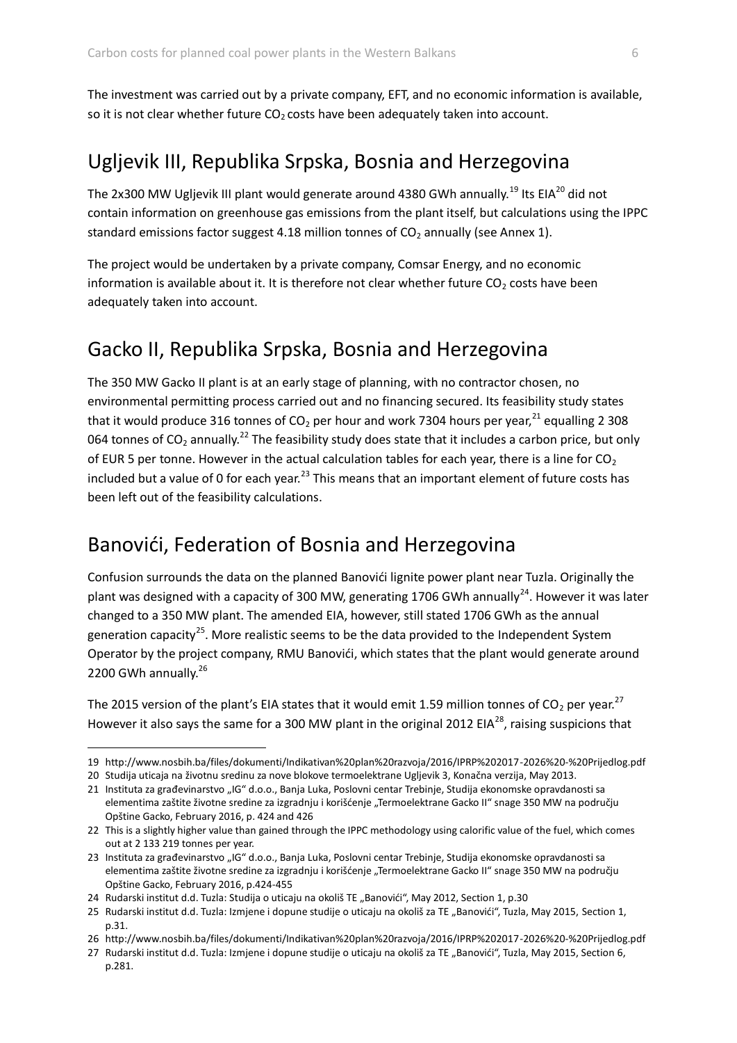The investment was carried out by a private company, EFT, and no economic information is available, so it is not clear whether future $CO_2$ costs have been adequately taken into account.

## Ugljevik III, Republika Srpska, Bosnia and Herzegovina

The 2x300 MW Ugljevik III plant would generate around 4380 GWh annually.[19] Its EIA[20] did not contain information on greenhouse gas emissions from the plant itself, but calculations using the IPPC standard emissions factor suggest 4.18 million tonnes of $CO_2$ annually (see Annex 1).

The project would be undertaken by a private company, Comsar Energy, and no economic information is available about it. It is therefore not clear whether future $CO_2$ costs have been adequately taken into account.

## Gacko II, Republika Srpska, Bosnia and Herzegovina

The 350 MW Gacko II plant is at an early stage of planning, with no contractor chosen, no environmental permitting process carried out and no financing secured. Its feasibility study states that it would produce 316 tonnes of $CO_2$ per hour and work 7304 hours per year,[21] equalling 2 308 064 tonnes of $CO_2$ annually.[22] The feasibility study does state that it includes a carbon price, but only of EUR 5 per tonne. However in the actual calculation tables for each year, there is a line for $CO_2$ included but a value of 0 for each year.[23] This means that an important element of future costs has been left out of the feasibility calculations.

## Banovići, Federation of Bosnia and Herzegovina

Confusion surrounds the data on the planned Banovići lignite power plant near Tuzla. Originally the plant was designed with a capacity of 300 MW, generating 1706 GWh annually[24]. However it was later changed to a 350 MW plant. The amended EIA, however, still stated 1706 GWh as the annual generation capacity[25]. More realistic seems to be the data provided to the Independent System Operator by the project company, RMU Banovići, which states that the plant would generate around 2200 GWh annually.[26]

The 2015 version of the plant's EIA states that it would emit 1.59 million tonnes of $CO_2$ per year.[27] However it also says the same for a 300 MW plant in the original 2012 EIA[28], raising suspicions that

---

19 http://www.nosbih.ba/files/dokumenti/Indikativan%20plan%20razvoja/2016/IPRP%202017-2026%20-%20Prijedlog.pdf

20 Studija uticaja na životnu sredinu za nove blokove termoelektrane Ugljevik 3, Konačna verzija, May 2013.

21 Instituta za građevinarstvo „IG" d.o.o., Banja Luka, Poslovni centar Trebinje, Studija ekonomske opravdanosti sa elementima zaštite životne sredine za izgradnju i korišćenje „Termoelektrane Gacko II" snage 350 MW na području Opštine Gacko, February 2016, p. 424 and 426

22 This is a slightly higher value than gained through the IPPC methodology using calorific value of the fuel, which comes out at 2 133 219 tonnes per year.

23 Instituta za građevinarstvo „IG" d.o.o., Banja Luka, Poslovni centar Trebinje, Studija ekonomske opravdanosti sa elementima zaštite životne sredine za izgradnju i korišćenje „Termoelektrane Gacko II" snage 350 MW na području Opštine Gacko, February 2016, p.424-455

24 Rudarski institut d.d. Tuzla: Studija o uticaju na okoliš TE „Banovići", May 2012, Section 1, p.30

25 Rudarski institut d.d. Tuzla: Izmjene i dopune studije o uticaju na okoliš za TE „Banovići", Tuzla, May 2015, Section 1, p.31.

26 http://www.nosbih.ba/files/dokumenti/Indikativan%20plan%20razvoja/2016/IPRP%202017-2026%20-%20Prijedlog.pdf

27 Rudarski institut d.d. Tuzla: Izmjene i dopune studije o uticaju na okoliš za TE „Banovići", Tuzla, May 2015, Section 6, p.281.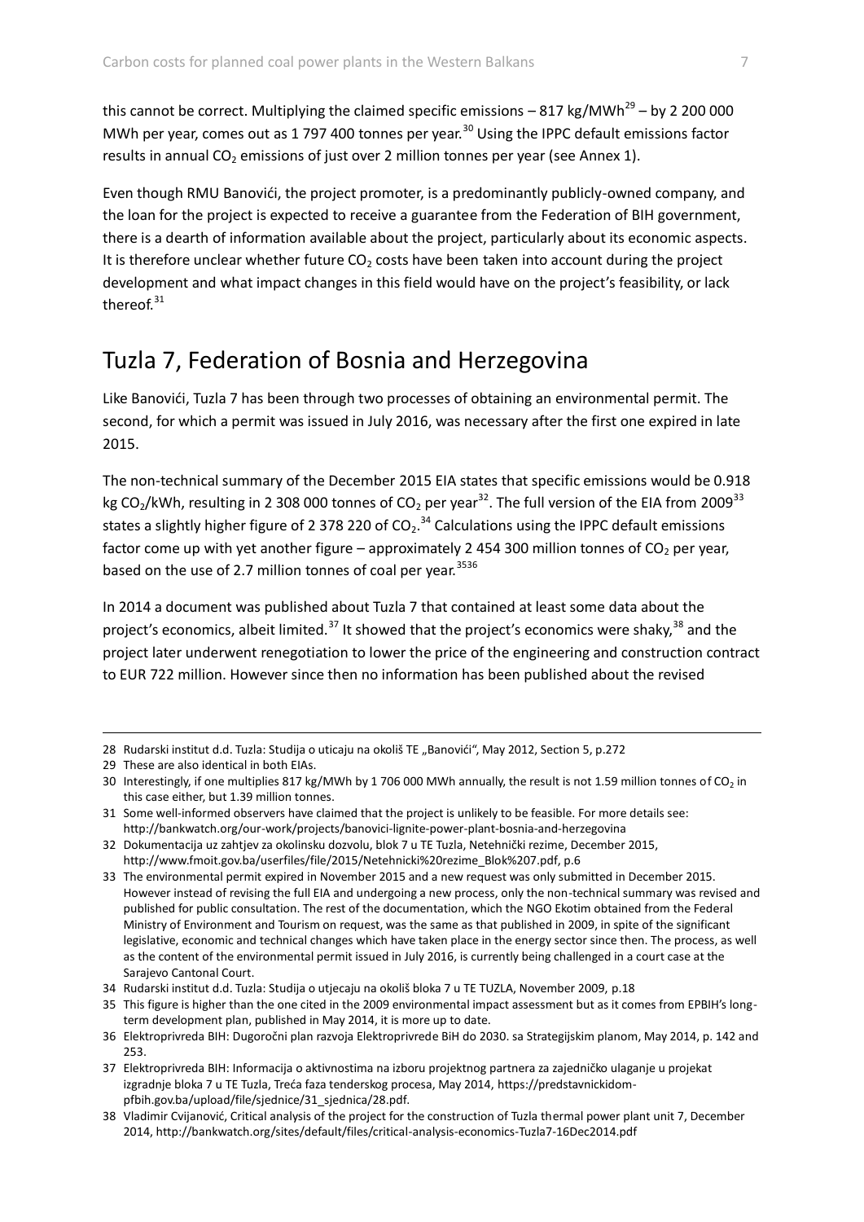this cannot be correct. Multiplying the claimed specific emissions – 817 kg/MWh[29] – by 2 200 000 MWh per year, comes out as 1 797 400 tonnes per year.[30] Using the IPPC default emissions factor results in annual $CO_2$ emissions of just over 2 million tonnes per year (see Annex 1).

Even though RMU Banovići, the project promoter, is a predominantly publicly-owned company, and the loan for the project is expected to receive a guarantee from the Federation of BIH government, there is a dearth of information available about the project, particularly about its economic aspects. It is therefore unclear whether future $CO_2$ costs have been taken into account during the project development and what impact changes in this field would have on the project's feasibility, or lack thereof.[31]

## Tuzla 7, Federation of Bosnia and Herzegovina

Like Banovići, Tuzla 7 has been through two processes of obtaining an environmental permit. The second, for which a permit was issued in July 2016, was necessary after the first one expired in late 2015.

The non-technical summary of the December 2015 EIA states that specific emissions would be 0.918 kg $CO_2$/kWh, resulting in 2 308 000 tonnes of $CO_2$ per year[32]. The full version of the EIA from 2009[33] states a slightly higher figure of 2 378 220 of $CO_2$.[34] Calculations using the IPPC default emissions factor come up with yet another figure – approximately 2 454 300 million tonnes of $CO_2$ per year, based on the use of 2.7 million tonnes of coal per year.[35][36]

In 2014 a document was published about Tuzla 7 that contained at least some data about the project's economics, albeit limited.[37] It showed that the project's economics were shaky,[38] and the project later underwent renegotiation to lower the price of the engineering and construction contract to EUR 722 million. However since then no information has been published about the revised

---

28 Rudarski institut d.d. Tuzla: Studija o uticaju na okoliš TE „Banovići“, May 2012, Section 5, p.272

29 These are also identical in both EIAs.

30 Interestingly, if one multiplies 817 kg/MWh by 1 706 000 MWh annually, the result is not 1.59 million tonnes of $CO_2$ in this case either, but 1.39 million tonnes.

31 Some well-informed observers have claimed that the project is unlikely to be feasible. For more details see: http://bankwatch.org/our-work/projects/banovici-lignite-power-plant-bosnia-and-herzegovina

32 Dokumentacija uz zahtjev za okolinsku dozvolu, blok 7 u TE Tuzla, Netehnički rezime, December 2015, http://www.fmoit.gov.ba/userfiles/file/2015/Netehnicki%20rezime_Blok%207.pdf, p.6

33 The environmental permit expired in November 2015 and a new request was only submitted in December 2015. However instead of revising the full EIA and undergoing a new process, only the non-technical summary was revised and published for public consultation. The rest of the documentation, which the NGO Ekotim obtained from the Federal Ministry of Environment and Tourism on request, was the same as that published in 2009, in spite of the significant legislative, economic and technical changes which have taken place in the energy sector since then. The process, as well as the content of the environmental permit issued in July 2016, is currently being challenged in a court case at the Sarajevo Cantonal Court.

34 Rudarski institut d.d. Tuzla: Studija o utjecaju na okoliš bloka 7 u TE TUZLA, November 2009, p.18

35 This figure is higher than the one cited in the 2009 environmental impact assessment but as it comes from EPBIH's long-term development plan, published in May 2014, it is more up to date.

36 Elektroprivreda BIH: Dugoročni plan razvoja Elektroprivrede BiH do 2030. sa Strategijskim planom, May 2014, p. 142 and 253.

37 Elektroprivreda BIH: Informacija o aktivnostima na izboru projektnog partnera za zajedničko ulaganje u projekat izgradnje bloka 7 u TE Tuzla, Treća faza tenderskog procesa, May 2014, https://predstavnickidom-pfbih.gov.ba/upload/file/sjednice/31_sjednica/28.pdf.

38 Vladimir Cvijanović, Critical analysis of the project for the construction of Tuzla thermal power plant unit 7, December 2014, http://bankwatch.org/sites/default/files/critical-analysis-economics-Tuzla7-16Dec2014.pdf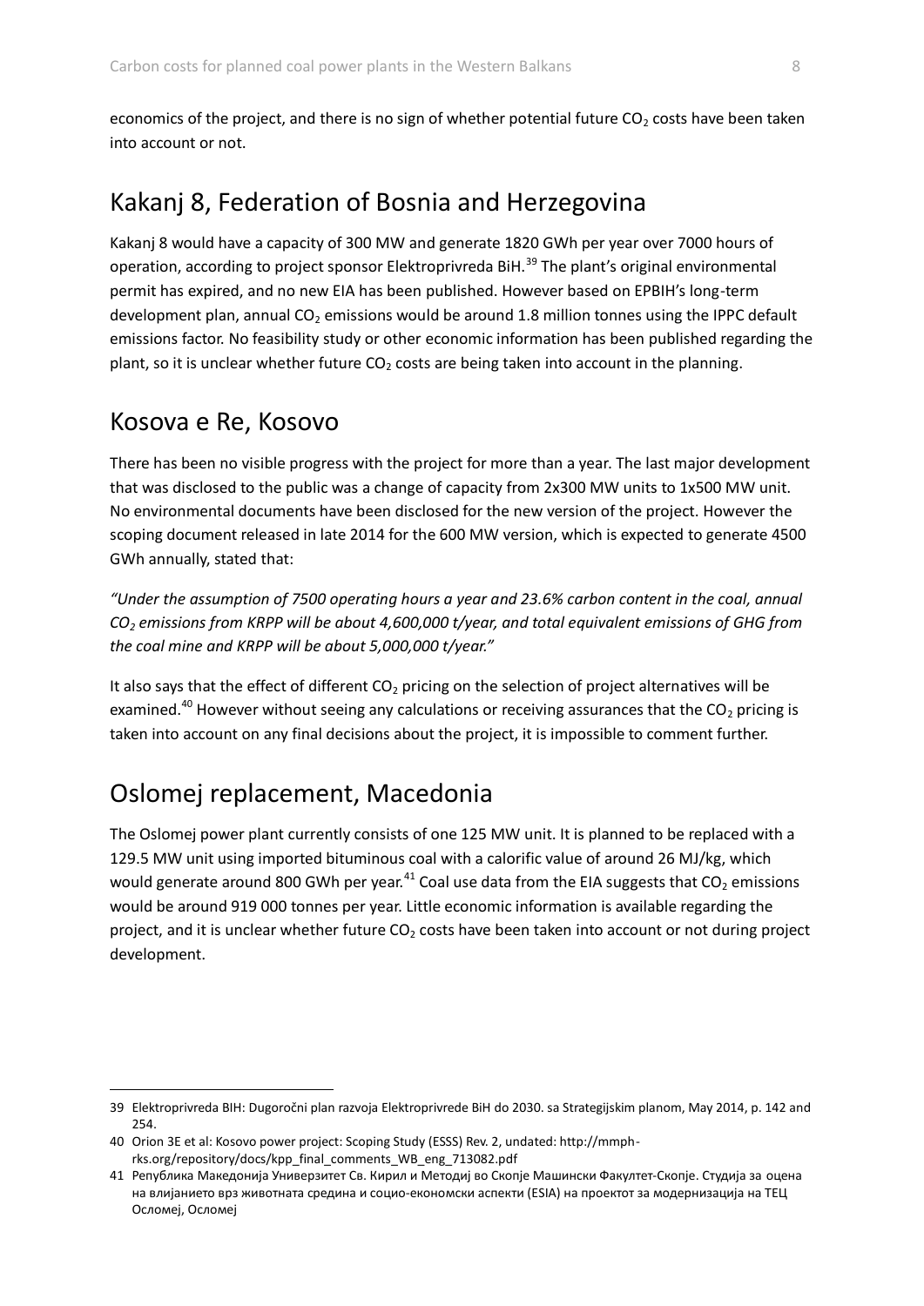economics of the project, and there is no sign of whether potential future $CO_2$ costs have been taken into account or not.

## Kakanj 8, Federation of Bosnia and Herzegovina

Kakanj 8 would have a capacity of 300 MW and generate 1820 GWh per year over 7000 hours of operation, according to project sponsor Elektroprivreda BiH.[39] The plant's original environmental permit has expired, and no new EIA has been published. However based on EPBIH's long-term development plan, annual $CO_2$ emissions would be around 1.8 million tonnes using the IPPC default emissions factor. No feasibility study or other economic information has been published regarding the plant, so it is unclear whether future $CO_2$ costs are being taken into account in the planning.

## Kosova e Re, Kosovo

There has been no visible progress with the project for more than a year. The last major development that was disclosed to the public was a change of capacity from 2x300 MW units to 1x500 MW unit. No environmental documents have been disclosed for the new version of the project. However the scoping document released in late 2014 for the 600 MW version, which is expected to generate 4500 GWh annually, stated that:

*"Under the assumption of 7500 operating hours a year and 23.6% carbon content in the coal, annual $CO_2$ emissions from KRPP will be about 4,600,000 t/year, and total equivalent emissions of GHG from the coal mine and KRPP will be about 5,000,000 t/year."*

It also says that the effect of different $CO_2$ pricing on the selection of project alternatives will be examined.[40] However without seeing any calculations or receiving assurances that the $CO_2$ pricing is taken into account on any final decisions about the project, it is impossible to comment further.

## Oslomej replacement, Macedonia

The Oslomej power plant currently consists of one 125 MW unit. It is planned to be replaced with a 129.5 MW unit using imported bituminous coal with a calorific value of around 26 MJ/kg, which would generate around 800 GWh per year.[41] Coal use data from the EIA suggests that $CO_2$ emissions would be around 919 000 tonnes per year. Little economic information is available regarding the project, and it is unclear whether future $CO_2$ costs have been taken into account or not during project development.

---

39 Elektroprivreda BIH: Dugoročni plan razvoja Elektroprivrede BiH do 2030. sa Strategijskim planom, May 2014, p. 142 and 254.

40 Orion 3E et al: Kosovo power project: Scoping Study (ESSS) Rev. 2, undated: http://mmph-rks.org/repository/docs/kpp_final_comments_WB_eng_713082.pdf

41 Република Македонија Универзитет Св. Кирил и Методиј во Скопје Машински Факултет-Скопје. Студија за оцена на влијанието врз животната средина и социо-економски аспекти (ESIA) на проектот за модернизација на ТЕЦ Осломеј, Осломеј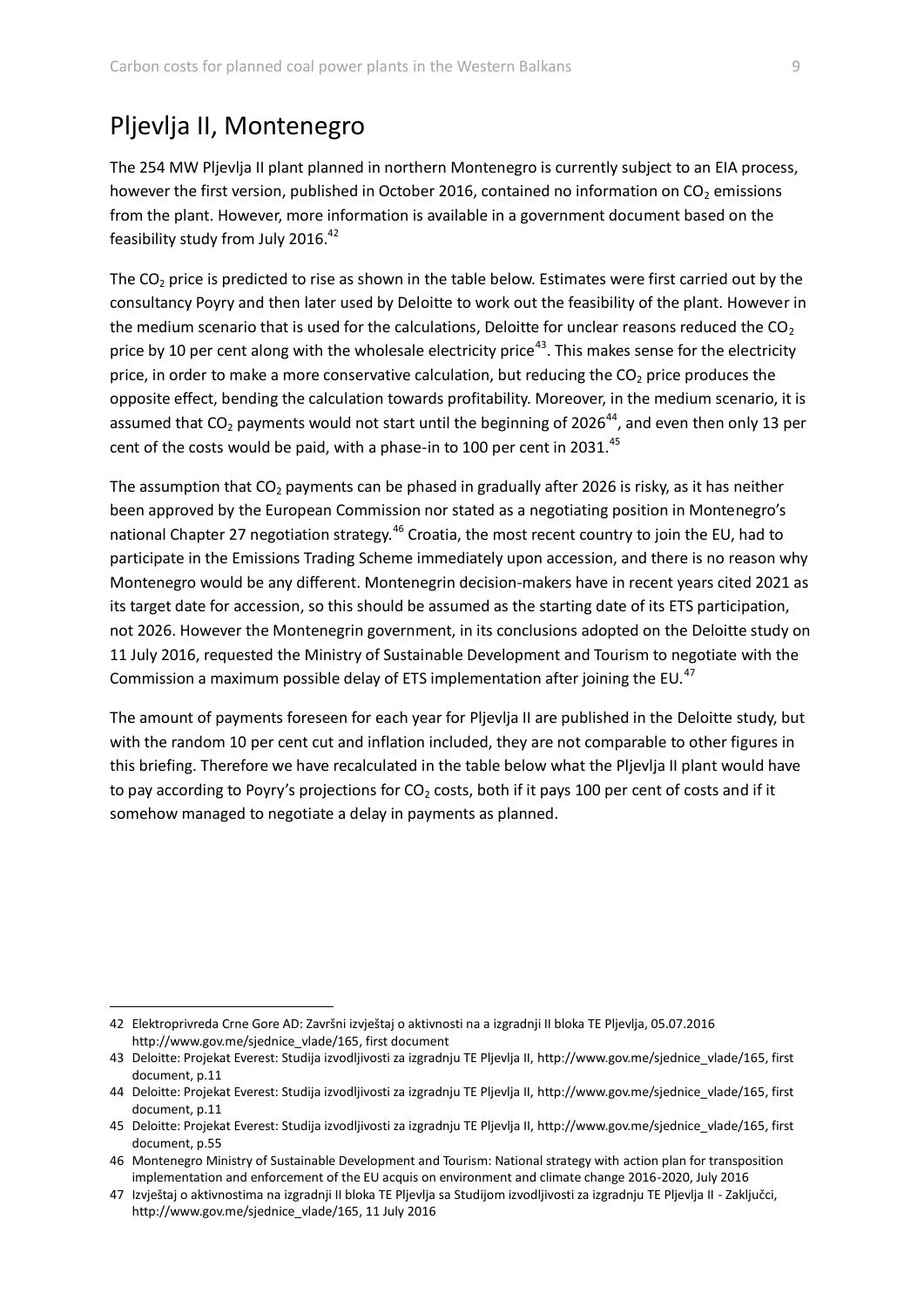## Pljevlja II, Montenegro

The 254 MW Pljevlja II plant planned in northern Montenegro is currently subject to an EIA process, however the first version, published in October 2016, contained no information on $CO_2$ emissions from the plant. However, more information is available in a government document based on the feasibility study from July 2016.[42]

The $CO_2$ price is predicted to rise as shown in the table below. Estimates were first carried out by the consultancy Poyry and then later used by Deloitte to work out the feasibility of the plant. However in the medium scenario that is used for the calculations, Deloitte for unclear reasons reduced the $CO_2$ price by 10 per cent along with the wholesale electricity price[43]. This makes sense for the electricity price, in order to make a more conservative calculation, but reducing the $CO_2$ price produces the opposite effect, bending the calculation towards profitability. Moreover, in the medium scenario, it is assumed that $CO_2$ payments would not start until the beginning of 2026[44], and even then only 13 per cent of the costs would be paid, with a phase-in to 100 per cent in 2031.[45]

The assumption that $CO_2$ payments can be phased in gradually after 2026 is risky, as it has neither been approved by the European Commission nor stated as a negotiating position in Montenegro's national Chapter 27 negotiation strategy.[46] Croatia, the most recent country to join the EU, had to participate in the Emissions Trading Scheme immediately upon accession, and there is no reason why Montenegro would be any different. Montenegrin decision-makers have in recent years cited 2021 as its target date for accession, so this should be assumed as the starting date of its ETS participation, not 2026. However the Montenegrin government, in its conclusions adopted on the Deloitte study on 11 July 2016, requested the Ministry of Sustainable Development and Tourism to negotiate with the Commission a maximum possible delay of ETS implementation after joining the EU.[47]

The amount of payments foreseen for each year for Pljevlja II are published in the Deloitte study, but with the random 10 per cent cut and inflation included, they are not comparable to other figures in this briefing. Therefore we have recalculated in the table below what the Pljevlja II plant would have to pay according to Poyry's projections for $CO_2$ costs, both if it pays 100 per cent of costs and if it somehow managed to negotiate a delay in payments as planned.

---

42 Elektroprivreda Crne Gore AD: Završni izvještaj o aktivnosti na a izgradnji II bloka TE Pljevlja, 05.07.2016 http://www.gov.me/sjednice_vlade/165, first document

43 Deloitte: Projekat Everest: Studija izvodljivosti za izgradnju TE Pljevlja II, http://www.gov.me/sjednice_vlade/165, first document, p.11

44 Deloitte: Projekat Everest: Studija izvodljivosti za izgradnju TE Pljevlja II, http://www.gov.me/sjednice_vlade/165, first document, p.11

45 Deloitte: Projekat Everest: Studija izvodljivosti za izgradnju TE Pljevlja II, http://www.gov.me/sjednice_vlade/165, first document, p.55

46 Montenegro Ministry of Sustainable Development and Tourism: National strategy with action plan for transposition implementation and enforcement of the EU acquis on environment and climate change 2016-2020, July 2016

47 Izvještaj o aktivnostima na izgradnji II bloka TE Pljevlja sa Studijom izvodljivosti za izgradnju TE Pljevlja II - Zaključci, http://www.gov.me/sjednice_vlade/165, 11 July 2016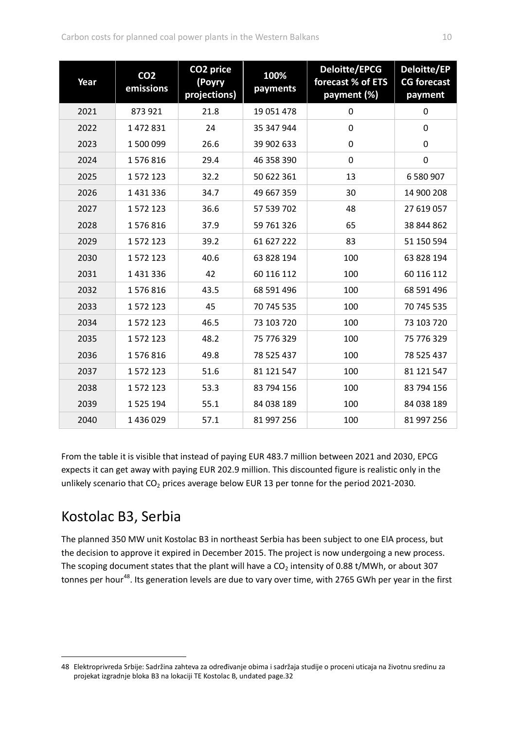| Year | CO2 emissions | CO2 price (Poyry projections) | 100% payments | Deloitte/EPCG forecast % of ETS payment (%) | Deloitte/EPCG forecast payment |
|---|---|---|---|---|---|
| 2021 | 873 921 | 21.8 | 19 051 478 | 0 | 0 |
| 2022 | 1 472 831 | 24 | 35 347 944 | 0 | 0 |
| 2023 | 1 500 099 | 26.6 | 39 902 633 | 0 | 0 |
| 2024 | 1 576 816 | 29.4 | 46 358 390 | 0 | 0 |
| 2025 | 1 572 123 | 32.2 | 50 622 361 | 13 | 6 580 907 |
| 2026 | 1 431 336 | 34.7 | 49 667 359 | 30 | 14 900 208 |
| 2027 | 1 572 123 | 36.6 | 57 539 702 | 48 | 27 619 057 |
| 2028 | 1 576 816 | 37.9 | 59 761 326 | 65 | 38 844 862 |
| 2029 | 1 572 123 | 39.2 | 61 627 222 | 83 | 51 150 594 |
| 2030 | 1 572 123 | 40.6 | 63 828 194 | 100 | 63 828 194 |
| 2031 | 1 431 336 | 42 | 60 116 112 | 100 | 60 116 112 |
| 2032 | 1 576 816 | 43.5 | 68 591 496 | 100 | 68 591 496 |
| 2033 | 1 572 123 | 45 | 70 745 535 | 100 | 70 745 535 |
| 2034 | 1 572 123 | 46.5 | 73 103 720 | 100 | 73 103 720 |
| 2035 | 1 572 123 | 48.2 | 75 776 329 | 100 | 75 776 329 |
| 2036 | 1 576 816 | 49.8 | 78 525 437 | 100 | 78 525 437 |
| 2037 | 1 572 123 | 51.6 | 81 121 547 | 100 | 81 121 547 |
| 2038 | 1 572 123 | 53.3 | 83 794 156 | 100 | 83 794 156 |
| 2039 | 1 525 194 | 55.1 | 84 038 189 | 100 | 84 038 189 |
| 2040 | 1 436 029 | 57.1 | 81 997 256 | 100 | 81 997 256 |

From the table it is visible that instead of paying EUR 483.7 million between 2021 and 2030, EPCG expects it can get away with paying EUR 202.9 million. This discounted figure is realistic only in the unlikely scenario that $CO_2$ prices average below EUR 13 per tonne for the period 2021-2030.

## Kostolac B3, Serbia

The planned 350 MW unit Kostolac B3 in northeast Serbia has been subject to one EIA process, but the decision to approve it expired in December 2015. The project is now undergoing a new process. The scoping document states that the plant will have a $CO_2$ intensity of 0.88 t/MWh, or about 307 tonnes per hour[48]. Its generation levels are due to vary over time, with 2765 GWh per year in the first

48 Elektroprivreda Srbije: Sadržina zahteva za određivanje obima i sadržaja studije o proceni uticaja na životnu sredinu za projekat izgradnje bloka B3 na lokaciji TE Kostolac B, undated page.32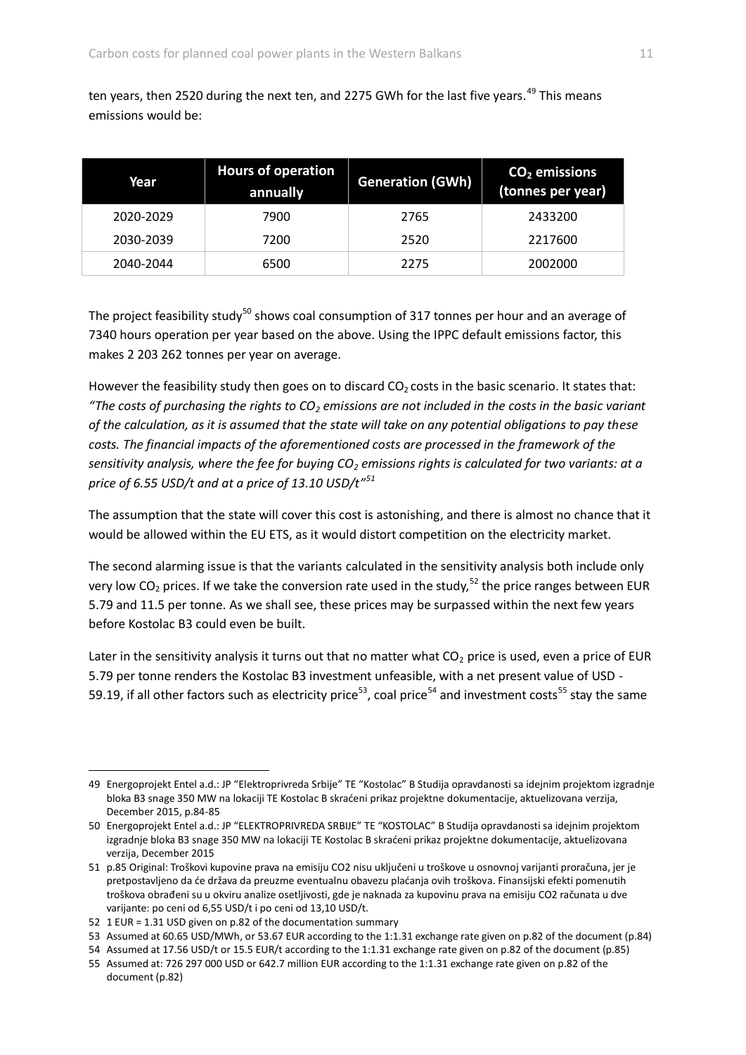ten years, then 2520 during the next ten, and 2275 GWh for the last five years.[49] This means emissions would be:

| Year | Hours of operation annually | Generation (GWh) | $CO_2$ emissions (tonnes per year) |
|---|---|---|---|
| 2020-2029 | 7900 | 2765 | 2433200 |
| 2030-2039 | 7200 | 2520 | 2217600 |
| 2040-2044 | 6500 | 2275 | 2002000 |

The project feasibility study[50] shows coal consumption of 317 tonnes per hour and an average of 7340 hours operation per year based on the above. Using the IPPC default emissions factor, this makes 2 203 262 tonnes per year on average.

However the feasibility study then goes on to discard $CO_2$ costs in the basic scenario. It states that: *"The costs of purchasing the rights to $CO_2$ emissions are not included in the costs in the basic variant of the calculation, as it is assumed that the state will take on any potential obligations to pay these costs. The financial impacts of the aforementioned costs are processed in the framework of the sensitivity analysis, where the fee for buying $CO_2$ emissions rights is calculated for two variants: at a price of 6.55 USD/t and at a price of 13.10 USD/t"*[51]

The assumption that the state will cover this cost is astonishing, and there is almost no chance that it would be allowed within the EU ETS, as it would distort competition on the electricity market.

The second alarming issue is that the variants calculated in the sensitivity analysis both include only very low $CO_2$ prices. If we take the conversion rate used in the study,[52] the price ranges between EUR 5.79 and 11.5 per tonne. As we shall see, these prices may be surpassed within the next few years before Kostolac B3 could even be built.

Later in the sensitivity analysis it turns out that no matter what $CO_2$ price is used, even a price of EUR 5.79 per tonne renders the Kostolac B3 investment unfeasible, with a net present value of USD -59.19, if all other factors such as electricity price[53], coal price[54] and investment costs[55] stay the same

---

49 Energoprojekt Entel a.d.: JP "Elektroprivreda Srbije" TE "Kostolac" B Studija opravdanosti sa idejnim projektom izgradnje bloka B3 snage 350 MW na lokaciji TE Kostolac B skraćeni prikaz projektne dokumentacije, aktuelizovana verzija, December 2015, p.84-85

50 Energoprojekt Entel a.d.: JP "ELEKTROPRIVREDA SRBIJE" TE "KOSTOLAC" B Studija opravdanosti sa idejnim projektom izgradnje bloka B3 snage 350 MW na lokaciji TE Kostolac B skraćeni prikaz projektne dokumentacije, aktuelizovana verzija, December 2015

51 p.85 Original: Troškovi kupovine prava na emisiju CO2 nisu uključeni u troškove u osnovnoj varijanti proračuna, jer je pretpostavljeno da će država da preuzme eventualnu obavezu plaćanja ovih troškova. Finansijski efekti pomenutih troškova obrađeni su u okviru analize osetljivosti, gde je naknada za kupovinu prava na emisiju CO2 računata u dve varijante: po ceni od 6,55 USD/t i po ceni od 13,10 USD/t.

52 1 EUR = 1.31 USD given on p.82 of the documentation summary

53 Assumed at 60.65 USD/MWh, or 53.67 EUR according to the 1:1.31 exchange rate given on p.82 of the document (p.84)

54 Assumed at 17.56 USD/t or 15.5 EUR/t according to the 1:1.31 exchange rate given on p.82 of the document (p.85)

55 Assumed at: 726 297 000 USD or 642.7 million EUR according to the 1:1.31 exchange rate given on p.82 of the document (p.82)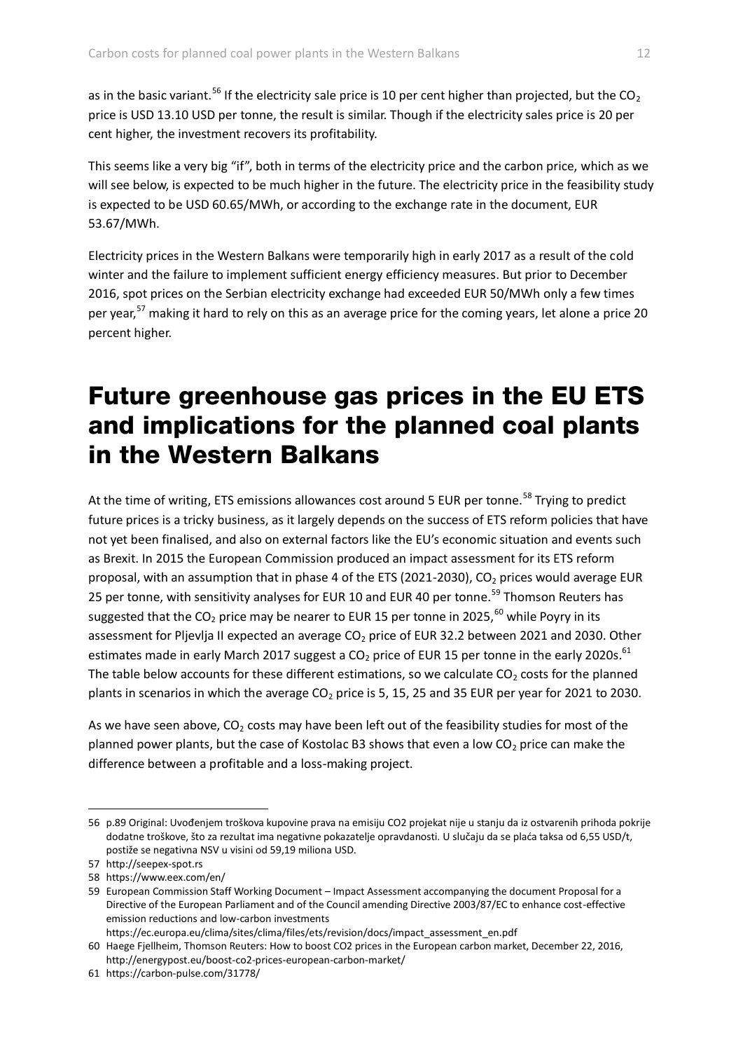as in the basic variant.[56] If the electricity sale price is 10 per cent higher than projected, but the $CO_2$ price is USD 13.10 USD per tonne, the result is similar. Though if the electricity sales price is 20 per cent higher, the investment recovers its profitability.

This seems like a very big "if", both in terms of the electricity price and the carbon price, which as we will see below, is expected to be much higher in the future. The electricity price in the feasibility study is expected to be USD 60.65/MWh, or according to the exchange rate in the document, EUR 53.67/MWh.

Electricity prices in the Western Balkans were temporarily high in early 2017 as a result of the cold winter and the failure to implement sufficient energy efficiency measures. But prior to December 2016, spot prices on the Serbian electricity exchange had exceeded EUR 50/MWh only a few times per year,[57] making it hard to rely on this as an average price for the coming years, let alone a price 20 percent higher.

# Future greenhouse gas prices in the EU ETS and implications for the planned coal plants in the Western Balkans

At the time of writing, ETS emissions allowances cost around 5 EUR per tonne.[58] Trying to predict future prices is a tricky business, as it largely depends on the success of ETS reform policies that have not yet been finalised, and also on external factors like the EU's economic situation and events such as Brexit. In 2015 the European Commission produced an impact assessment for its ETS reform proposal, with an assumption that in phase 4 of the ETS (2021-2030), $CO_2$ prices would average EUR 25 per tonne, with sensitivity analyses for EUR 10 and EUR 40 per tonne.[59] Thomson Reuters has suggested that the $CO_2$ price may be nearer to EUR 15 per tonne in 2025,[60] while Poyry in its assessment for Pljevlja II expected an average $CO_2$ price of EUR 32.2 between 2021 and 2030. Other estimates made in early March 2017 suggest a $CO_2$ price of EUR 15 per tonne in the early 2020s.[61] The table below accounts for these different estimations, so we calculate $CO_2$ costs for the planned plants in scenarios in which the average $CO_2$ price is 5, 15, 25 and 35 EUR per year for 2021 to 2030.

As we have seen above, $CO_2$ costs may have been left out of the feasibility studies for most of the planned power plants, but the case of Kostolac B3 shows that even a low $CO_2$ price can make the difference between a profitable and a loss-making project.

---

56 p.89 Original: Uvođenjem troškova kupovine prava na emisiju CO2 projekat nije u stanju da iz ostvarenih prihoda pokrije dodatne troškove, što za rezultat ima negativne pokazatelje opravdanosti. U slučaju da se plaća taksa od 6,55 USD/t, postiže se negativna NSV u visini od 59,19 miliona USD.

57 http://seepex-spot.rs

58 https://www.eex.com/en/

59 European Commission Staff Working Document – Impact Assessment accompanying the document Proposal for a Directive of the European Parliament and of the Council amending Directive 2003/87/EC to enhance cost-effective emission reductions and low-carbon investments https://ec.europa.eu/clima/sites/clima/files/ets/revision/docs/impact_assessment_en.pdf

60 Haege Fjellheim, Thomson Reuters: How to boost CO2 prices in the European carbon market, December 22, 2016, http://energypost.eu/boost-co2-prices-european-carbon-market/

61 https://carbon-pulse.com/31778/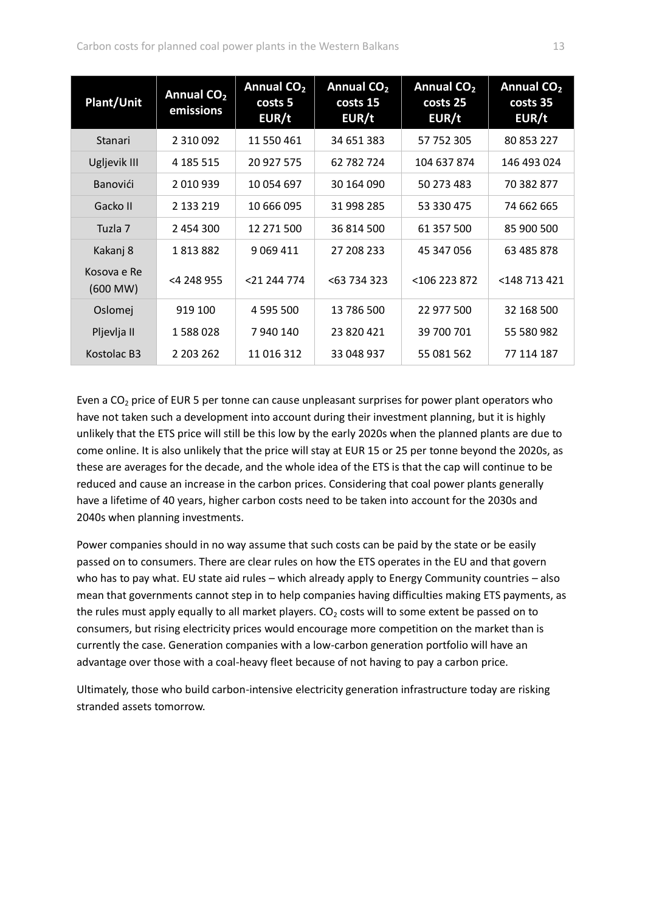| Plant/Unit | Annual $CO_2$ emissions | Annual $CO_2$ costs 5 EUR/t | Annual $CO_2$ costs 15 EUR/t | Annual $CO_2$ costs 25 EUR/t | Annual $CO_2$ costs 35 EUR/t |
|---|---|---|---|---|---|
| Stanari | 2 310 092 | 11 550 461 | 34 651 383 | 57 752 305 | 80 853 227 |
| Ugljevik III | 4 185 515 | 20 927 575 | 62 782 724 | 104 637 874 | 146 493 024 |
| Banovići | 2 010 939 | 10 054 697 | 30 164 090 | 50 273 483 | 70 382 877 |
| Gacko II | 2 133 219 | 10 666 095 | 31 998 285 | 53 330 475 | 74 662 665 |
| Tuzla 7 | 2 454 300 | 12 271 500 | 36 814 500 | 61 357 500 | 85 900 500 |
| Kakanj 8 | 1 813 882 | 9 069 411 | 27 208 233 | 45 347 056 | 63 485 878 |
| Kosova e Re (600 MW) | <4 248 955 | <21 244 774 | <63 734 323 | <106 223 872 | <148 713 421 |
| Oslomej | 919 100 | 4 595 500 | 13 786 500 | 22 977 500 | 32 168 500 |
| Pljevlja II | 1 588 028 | 7 940 140 | 23 820 421 | 39 700 701 | 55 580 982 |
| Kostolac B3 | 2 203 262 | 11 016 312 | 33 048 937 | 55 081 562 | 77 114 187 |

Even a $CO_2$ price of EUR 5 per tonne can cause unpleasant surprises for power plant operators who have not taken such a development into account during their investment planning, but it is highly unlikely that the ETS price will still be this low by the early 2020s when the planned plants are due to come online. It is also unlikely that the price will stay at EUR 15 or 25 per tonne beyond the 2020s, as these are averages for the decade, and the whole idea of the ETS is that the cap will continue to be reduced and cause an increase in the carbon prices. Considering that coal power plants generally have a lifetime of 40 years, higher carbon costs need to be taken into account for the 2030s and 2040s when planning investments.

Power companies should in no way assume that such costs can be paid by the state or be easily passed on to consumers. There are clear rules on how the ETS operates in the EU and that govern who has to pay what. EU state aid rules – which already apply to Energy Community countries – also mean that governments cannot step in to help companies having difficulties making ETS payments, as the rules must apply equally to all market players. $CO_2$ costs will to some extent be passed on to consumers, but rising electricity prices would encourage more competition on the market than is currently the case. Generation companies with a low-carbon generation portfolio will have an advantage over those with a coal-heavy fleet because of not having to pay a carbon price.

Ultimately, those who build carbon-intensive electricity generation infrastructure today are risking stranded assets tomorrow.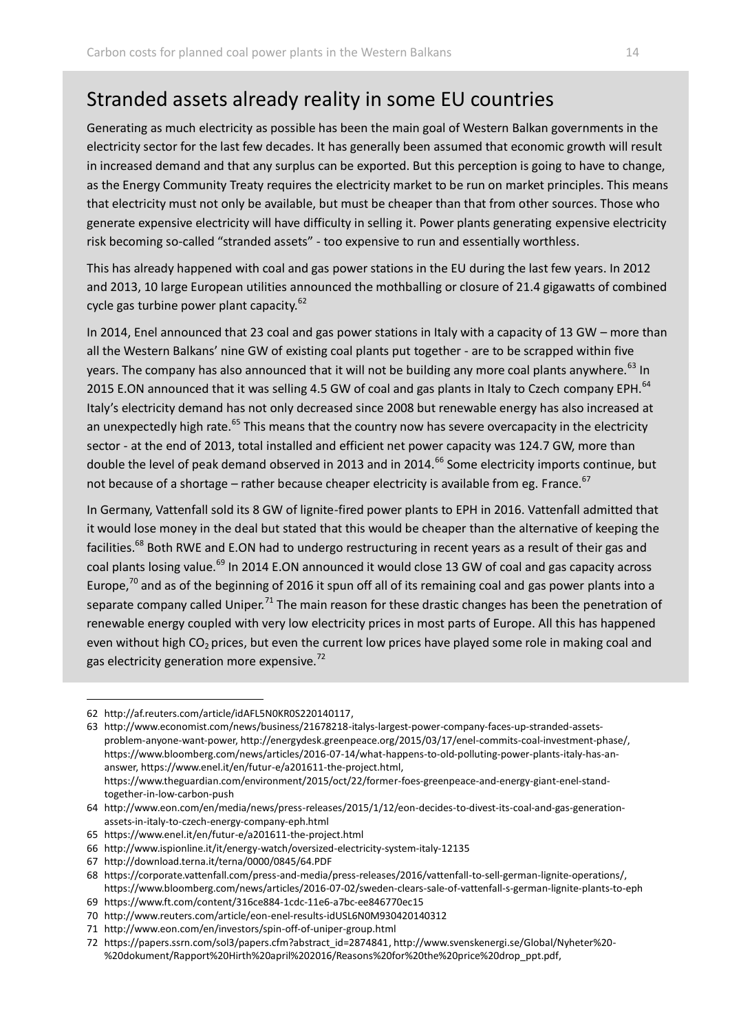## Stranded assets already reality in some EU countries

Generating as much electricity as possible has been the main goal of Western Balkan governments in the electricity sector for the last few decades. It has generally been assumed that economic growth will result in increased demand and that any surplus can be exported. But this perception is going to have to change, as the Energy Community Treaty requires the electricity market to be run on market principles. This means that electricity must not only be available, but must be cheaper than that from other sources. Those who generate expensive electricity will have difficulty in selling it. Power plants generating expensive electricity risk becoming so-called "stranded assets" - too expensive to run and essentially worthless.

This has already happened with coal and gas power stations in the EU during the last few years. In 2012 and 2013, 10 large European utilities announced the mothballing or closure of 21.4 gigawatts of combined cycle gas turbine power plant capacity.[62]

In 2014, Enel announced that 23 coal and gas power stations in Italy with a capacity of 13 GW – more than all the Western Balkans' nine GW of existing coal plants put together - are to be scrapped within five years. The company has also announced that it will not be building any more coal plants anywhere.[63] In 2015 E.ON announced that it was selling 4.5 GW of coal and gas plants in Italy to Czech company EPH.[64] Italy's electricity demand has not only decreased since 2008 but renewable energy has also increased at an unexpectedly high rate.[65] This means that the country now has severe overcapacity in the electricity sector - at the end of 2013, total installed and efficient net power capacity was 124.7 GW, more than double the level of peak demand observed in 2013 and in 2014.[66] Some electricity imports continue, but not because of a shortage – rather because cheaper electricity is available from eg. France.[67]

In Germany, Vattenfall sold its 8 GW of lignite-fired power plants to EPH in 2016. Vattenfall admitted that it would lose money in the deal but stated that this would be cheaper than the alternative of keeping the facilities.[68] Both RWE and E.ON had to undergo restructuring in recent years as a result of their gas and coal plants losing value.[69] In 2014 E.ON announced it would close 13 GW of coal and gas capacity across Europe,[70] and as of the beginning of 2016 it spun off all of its remaining coal and gas power plants into a separate company called Uniper.[71] The main reason for these drastic changes has been the penetration of renewable energy coupled with very low electricity prices in most parts of Europe. All this has happened even without high $CO_2$ prices, but even the current low prices have played some role in making coal and gas electricity generation more expensive.[72]

---

62 http://af.reuters.com/article/idAFL5N0KR0S220140117,

63 http://www.economist.com/news/business/21678218-italys-largest-power-company-faces-up-stranded-assets-problem-anyone-want-power, http://energydesk.greenpeace.org/2015/03/17/enel-commits-coal-investment-phase/, https://www.bloomberg.com/news/articles/2016-07-14/what-happens-to-old-polluting-power-plants-italy-has-an-answer, https://www.enel.it/en/futur-e/a201611-the-project.html, https://www.theguardian.com/environment/2015/oct/22/former-foes-greenpeace-and-energy-giant-enel-stand-together-in-low-carbon-push

64 http://www.eon.com/en/media/news/press-releases/2015/1/12/eon-decides-to-divest-its-coal-and-gas-generation-assets-in-italy-to-czech-energy-company-eph.html

65 https://www.enel.it/en/futur-e/a201611-the-project.html

66 http://www.ispionline.it/it/energy-watch/oversized-electricity-system-italy-12135

67 http://download.terna.it/terna/0000/0845/64.PDF

68 https://corporate.vattenfall.com/press-and-media/press-releases/2016/vattenfall-to-sell-german-lignite-operations/, https://www.bloomberg.com/news/articles/2016-07-02/sweden-clears-sale-of-vattenfall-s-german-lignite-plants-to-eph

69 https://www.ft.com/content/316ce884-1cdc-11e6-a7bc-ee846770ec15

70 http://www.reuters.com/article/eon-enel-results-idUSL6N0M930420140312

71 http://www.eon.com/en/investors/spin-off-of-uniper-group.html

72 https://papers.ssrn.com/sol3/papers.cfm?abstract_id=2874841, http://www.svenskenergi.se/Global/Nyheter%20-%20dokument/Rapport%20Hirth%20april%202016/Reasons%20for%20the%20price%20drop_ppt.pdf,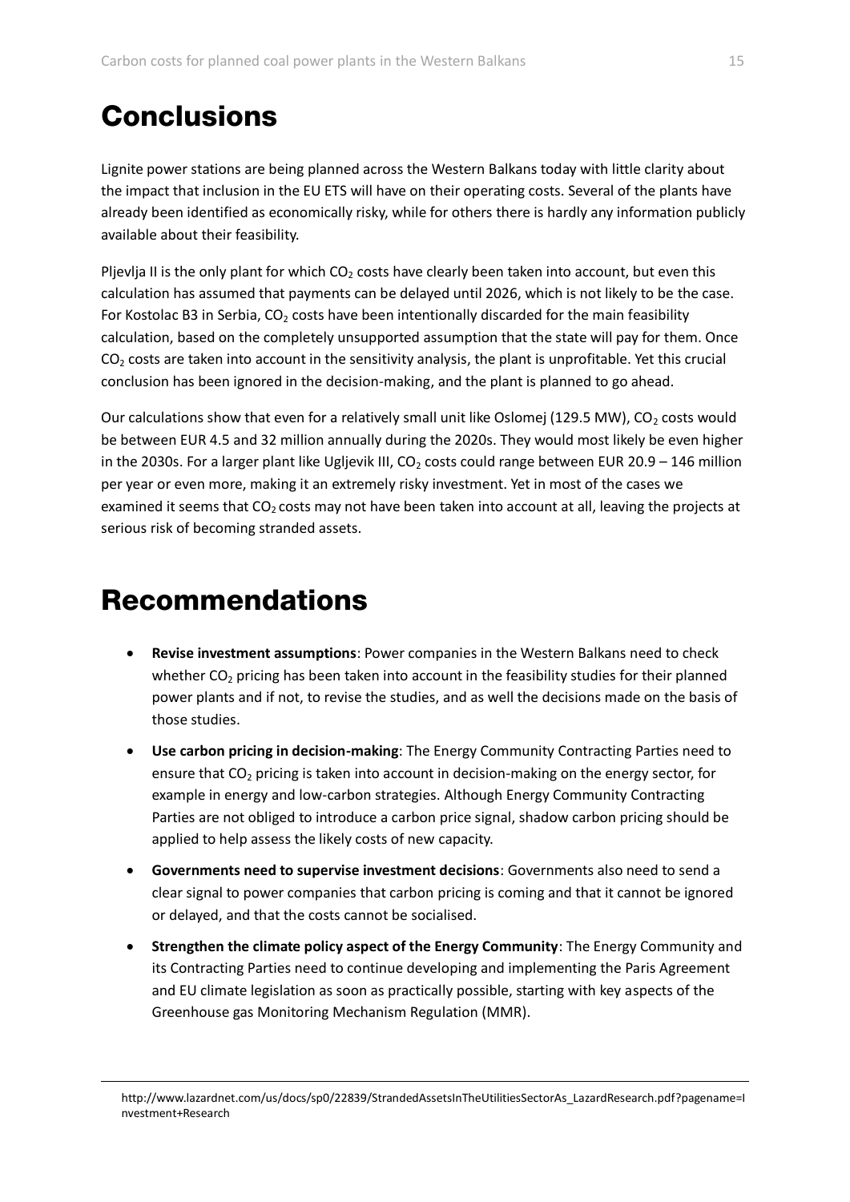# Conclusions

Lignite power stations are being planned across the Western Balkans today with little clarity about the impact that inclusion in the EU ETS will have on their operating costs. Several of the plants have already been identified as economically risky, while for others there is hardly any information publicly available about their feasibility.

Pljevlja II is the only plant for which $CO_2$ costs have clearly been taken into account, but even this calculation has assumed that payments can be delayed until 2026, which is not likely to be the case. For Kostolac B3 in Serbia, $CO_2$ costs have been intentionally discarded for the main feasibility calculation, based on the completely unsupported assumption that the state will pay for them. Once $CO_2$ costs are taken into account in the sensitivity analysis, the plant is unprofitable. Yet this crucial conclusion has been ignored in the decision-making, and the plant is planned to go ahead.

Our calculations show that even for a relatively small unit like Oslomej (129.5 MW), $CO_2$ costs would be between EUR 4.5 and 32 million annually during the 2020s. They would most likely be even higher in the 2030s. For a larger plant like Ugljevik III, $CO_2$ costs could range between EUR 20.9 – 146 million per year or even more, making it an extremely risky investment. Yet in most of the cases we examined it seems that $CO_2$ costs may not have been taken into account at all, leaving the projects at serious risk of becoming stranded assets.

# Recommendations

- **Revise investment assumptions**: Power companies in the Western Balkans need to check whether $CO_2$ pricing has been taken into account in the feasibility studies for their planned power plants and if not, to revise the studies, and as well the decisions made on the basis of those studies.
- **Use carbon pricing in decision-making**: The Energy Community Contracting Parties need to ensure that $CO_2$ pricing is taken into account in decision-making on the energy sector, for example in energy and low-carbon strategies. Although Energy Community Contracting Parties are not obliged to introduce a carbon price signal, shadow carbon pricing should be applied to help assess the likely costs of new capacity.
- **Governments need to supervise investment decisions**: Governments also need to send a clear signal to power companies that carbon pricing is coming and that it cannot be ignored or delayed, and that the costs cannot be socialised.
- **Strengthen the climate policy aspect of the Energy Community**: The Energy Community and its Contracting Parties need to continue developing and implementing the Paris Agreement and EU climate legislation as soon as practically possible, starting with key aspects of the Greenhouse gas Monitoring Mechanism Regulation (MMR).

---

http://www.lazardnet.com/us/docs/sp0/22839/StrandedAssetsInTheUtilitiesSectorAs_LazardResearch.pdf?pagename=Investment+Research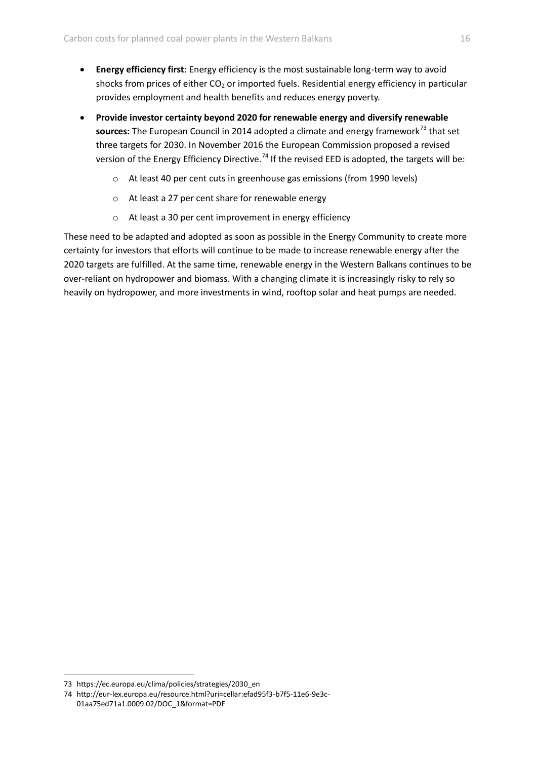- **Energy efficiency first**: Energy efficiency is the most sustainable long-term way to avoid shocks from prices of either $CO_2$ or imported fuels. Residential energy efficiency in particular provides employment and health benefits and reduces energy poverty.
- **Provide investor certainty beyond 2020 for renewable energy and diversify renewable sources:** The European Council in 2014 adopted a climate and energy framework[73] that set three targets for 2030. In November 2016 the European Commission proposed a revised version of the Energy Efficiency Directive.[74] If the revised EED is adopted, the targets will be:
    - At least 40 per cent cuts in greenhouse gas emissions (from 1990 levels)
    - At least a 27 per cent share for renewable energy
    - At least a 30 per cent improvement in energy efficiency

These need to be adapted and adopted as soon as possible in the Energy Community to create more certainty for investors that efforts will continue to be made to increase renewable energy after the 2020 targets are fulfilled. At the same time, renewable energy in the Western Balkans continues to be over-reliant on hydropower and biomass. With a changing climate it is increasingly risky to rely so heavily on hydropower, and more investments in wind, rooftop solar and heat pumps are needed.

---

73 https://ec.europa.eu/clima/policies/strategies/2030_en

74 http://eur-lex.europa.eu/resource.html?uri=cellar:efad95f3-b7f5-11e6-9e3c-01aa75ed71a1.0009.02/DOC_1&format=PDF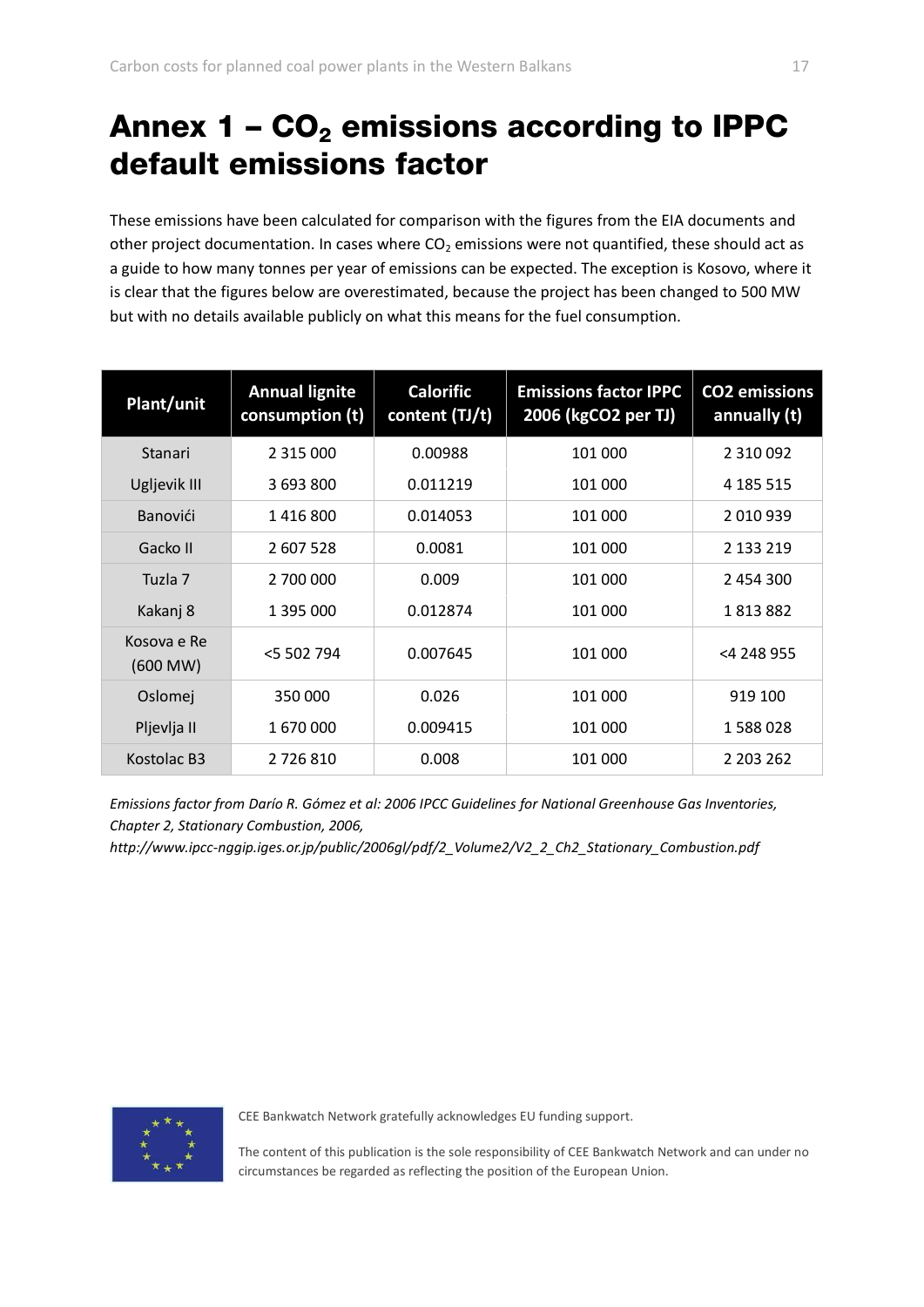# Annex 1 – $CO_2$ emissions according to IPPC default emissions factor

These emissions have been calculated for comparison with the figures from the EIA documents and other project documentation. In cases where $CO_2$ emissions were not quantified, these should act as a guide to how many tonnes per year of emissions can be expected. The exception is Kosovo, where it is clear that the figures below are overestimated, because the project has been changed to 500 MW but with no details available publicly on what this means for the fuel consumption.

| Plant/unit | Annual lignite consumption (t) | Calorific content (TJ/t) | Emissions factor IPPC 2006 (kgCO2 per TJ) | CO2 emissions annually (t) |
|---|---|---|---|---|
| Stanari | 2 315 000 | 0.00988 | 101 000 | 2 310 092 |
| Ugljevik III | 3 693 800 | 0.011219 | 101 000 | 4 185 515 |
| Banovići | 1 416 800 | 0.014053 | 101 000 | 2 010 939 |
| Gacko II | 2 607 528 | 0.0081 | 101 000 | 2 133 219 |
| Tuzla 7 | 2 700 000 | 0.009 | 101 000 | 2 454 300 |
| Kakanj 8 | 1 395 000 | 0.012874 | 101 000 | 1 813 882 |
| Kosova e Re (600 MW) | <5 502 794 | 0.007645 | 101 000 | <4 248 955 |
| Oslomej | 350 000 | 0.026 | 101 000 | 919 100 |
| Pljevlja II | 1 670 000 | 0.009415 | 101 000 | 1 588 028 |
| Kostolac B3 | 2 726 810 | 0.008 | 101 000 | 2 203 262 |

*Emissions factor from Darío R. Gómez et al: 2006 IPCC Guidelines for National Greenhouse Gas Inventories, Chapter 2, Stationary Combustion, 2006, http://www.ipcc-nggip.iges.or.jp/public/2006gl/pdf/2_Volume2/V2_2_Ch2_Stationary_Combustion.pdf*

CEE Bankwatch Network gratefully acknowledges EU funding support.

The content of this publication is the sole responsibility of CEE Bankwatch Network and can under no circumstances be regarded as reflecting the position of the European Union.